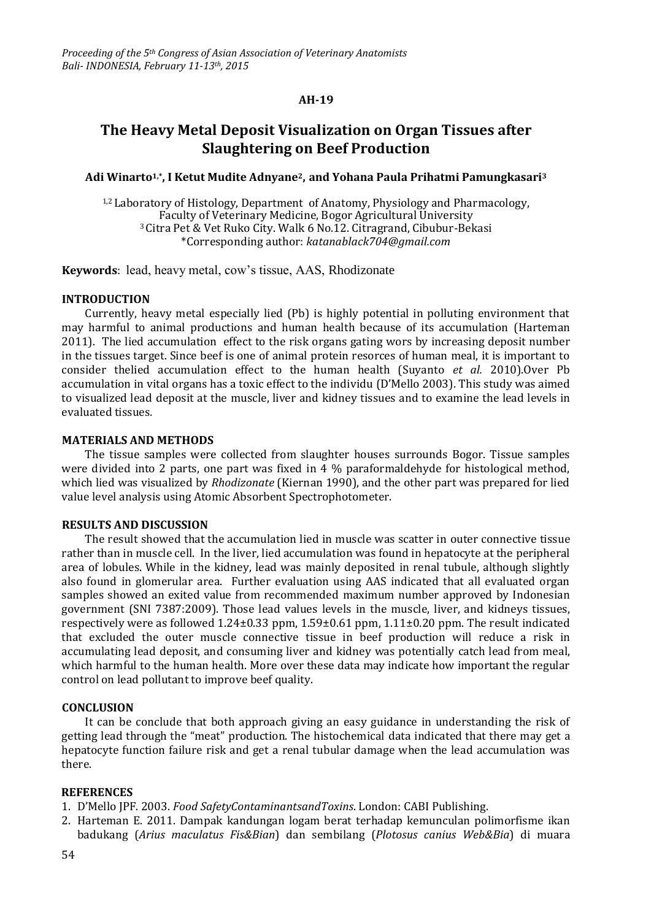**AH-19**

# The Heavy Metal Deposit Visualization on Organ Tissues after Slaughtering on Beef Production

**Adi Winarto[1,*], I Ketut Mudite Adnyane[2], and Yohana Paula Prihatmi Pamungkasari[3]**

[1,2] Laboratory of Histology, Department of Anatomy, Physiology and Pharmacology, Faculty of Veterinary Medicine, Bogor Agricultural University
[3] Citra Pet & Vet Ruko City. Walk 6 No.12. Citragrand, Cibubur-Bekasi
*Corresponding author: *katanablack704@gmail.com*

**Keywords**: lead, heavy metal, cow's tissue, AAS, Rhodizonate

## INTRODUCTION

Currently, heavy metal especially lied (Pb) is highly potential in polluting environment that may harmful to animal productions and human health because of its accumulation (Harteman 2011). The lied accumulation effect to the risk organs gating wors by increasing deposit number in the tissues target. Since beef is one of animal protein resorces of human meal, it is important to consider thelied accumulation effect to the human health (Suyanto *et al.* 2010).Over Pb accumulation in vital organs has a toxic effect to the individu (D'Mello 2003). This study was aimed to visualized lead deposit at the muscle, liver and kidney tissues and to examine the lead levels in evaluated tissues.

## MATERIALS AND METHODS

The tissue samples were collected from slaughter houses surrounds Bogor. Tissue samples were divided into 2 parts, one part was fixed in 4 % paraformaldehyde for histological method, which lied was visualized by *Rhodizonate* (Kiernan 1990), and the other part was prepared for lied value level analysis using Atomic Absorbent Spectrophotometer.

## RESULTS AND DISCUSSION

The result showed that the accumulation lied in muscle was scatter in outer connective tissue rather than in muscle cell. In the liver, lied accumulation was found in hepatocyte at the peripheral area of lobules. While in the kidney, lead was mainly deposited in renal tubule, although slightly also found in glomerular area. Further evaluation using AAS indicated that all evaluated organ samples showed an exited value from recommended maximum number approved by Indonesian government (SNI 7387:2009). Those lead values levels in the muscle, liver, and kidneys tissues, respectively were as followed 1.24±0.33 ppm, 1.59±0.61 ppm, 1.11±0.20 ppm. The result indicated that excluded the outer muscle connective tissue in beef production will reduce a risk in accumulating lead deposit, and consuming liver and kidney was potentially catch lead from meal, which harmful to the human health. More over these data may indicate how important the regular control on lead pollutant to improve beef quality.

## CONCLUSION

It can be conclude that both approach giving an easy guidance in understanding the risk of getting lead through the "meat" production. The histochemical data indicated that there may get a hepatocyte function failure risk and get a renal tubular damage when the lead accumulation was there.

## REFERENCES

1. D'Mello JPF. 2003. *Food SafetyContaminantsandToxins*. London: CABI Publishing.
2. Harteman E. 2011. Dampak kandungan logam berat terhadap kemunculan polimorfisme ikan badukang (*Arius maculatus Fis&Bian*) dan sembilang (*Plotosus canius Web&Bia*) di muara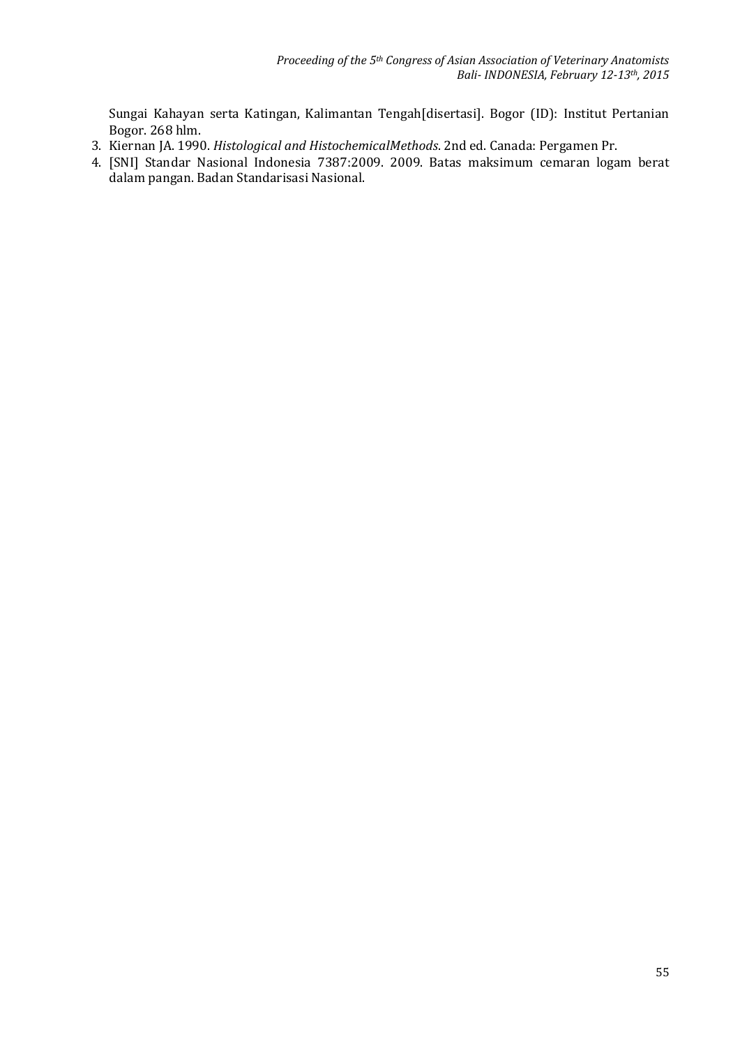Sungai Kahayan serta Katingan, Kalimantan Tengah[disertasi]. Bogor (ID): Institut Pertanian Bogor. 268 hlm.

3. Kiernan JA. 1990. *Histological and HistochemicalMethods*. 2nd ed. Canada: Pergamen Pr.
4. [SNI] Standar Nasional Indonesia 7387:2009. 2009. Batas maksimum cemaran logam berat dalam pangan. Badan Standarisasi Nasional.